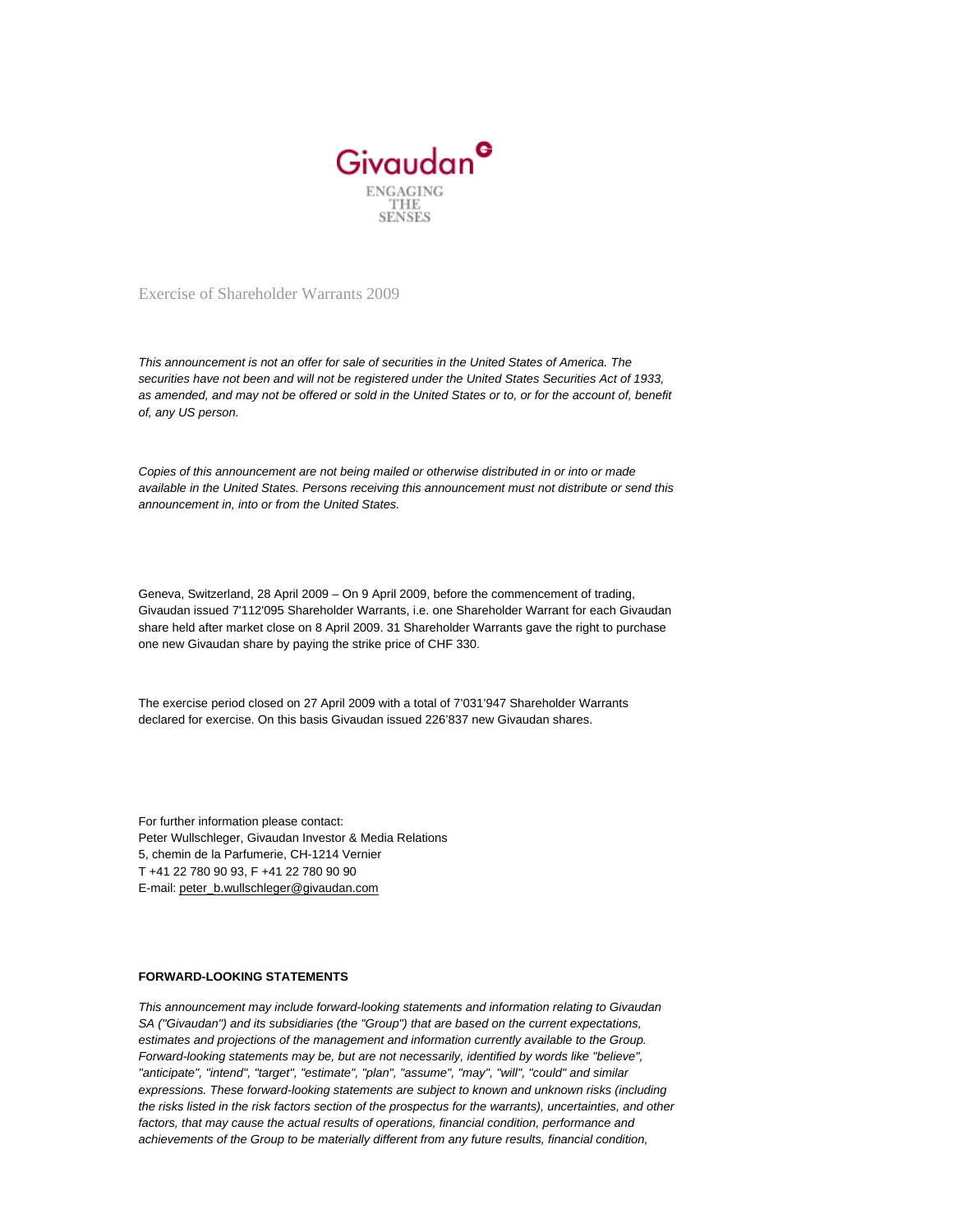Givaudan

ENGAGING THE SENSES

# Exercise of Shareholder Warrants 2009

*This announcement is not an offer for sale of securities in the United States of America. The securities have not been and will not be registered under the United States Securities Act of 1933, as amended, and may not be offered or sold in the United States or to, or for the account of, benefit of, any US person.*

*Copies of this announcement are not being mailed or otherwise distributed in or into or made available in the United States. Persons receiving this announcement must not distribute or send this announcement in, into or from the United States.*

Geneva, Switzerland, 28 April 2009 – On 9 April 2009, before the commencement of trading, Givaudan issued 7'112'095 Shareholder Warrants, i.e. one Shareholder Warrant for each Givaudan share held after market close on 8 April 2009. 31 Shareholder Warrants gave the right to purchase one new Givaudan share by paying the strike price of CHF 330.

The exercise period closed on 27 April 2009 with a total of 7'031'947 Shareholder Warrants declared for exercise. On this basis Givaudan issued 226'837 new Givaudan shares.

For further information please contact:
Peter Wullschleger, Givaudan Investor & Media Relations
5, chemin de la Parfumerie, CH-1214 Vernier
T +41 22 780 90 93, F +41 22 780 90 90
E-mail: peter_b.wullschleger@givaudan.com

**FORWARD-LOOKING STATEMENTS**

*This announcement may include forward-looking statements and information relating to Givaudan SA ("Givaudan") and its subsidiaries (the "Group") that are based on the current expectations, estimates and projections of the management and information currently available to the Group. Forward-looking statements may be, but are not necessarily, identified by words like "believe", "anticipate", "intend", "target", "estimate", "plan", "assume", "may", "will", "could" and similar expressions. These forward-looking statements are subject to known and unknown risks (including the risks listed in the risk factors section of the prospectus for the warrants), uncertainties, and other factors, that may cause the actual results of operations, financial condition, performance and achievements of the Group to be materially different from any future results, financial condition,*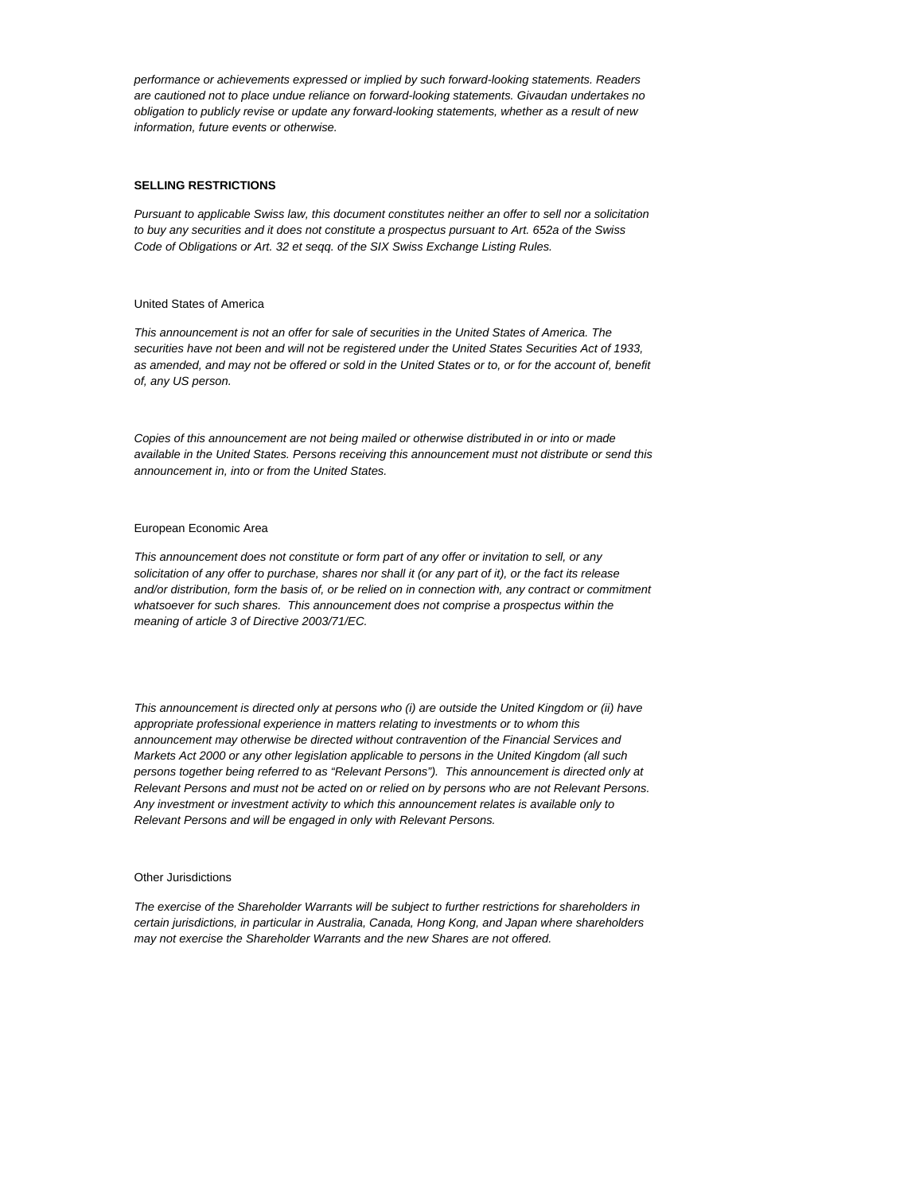*performance or achievements expressed or implied by such forward-looking statements. Readers are cautioned not to place undue reliance on forward-looking statements. Givaudan undertakes no obligation to publicly revise or update any forward-looking statements, whether as a result of new information, future events or otherwise.*

**SELLING RESTRICTIONS**

*Pursuant to applicable Swiss law, this document constitutes neither an offer to sell nor a solicitation to buy any securities and it does not constitute a prospectus pursuant to Art. 652a of the Swiss Code of Obligations or Art. 32 et seqq. of the SIX Swiss Exchange Listing Rules.*

United States of America

*This announcement is not an offer for sale of securities in the United States of America. The securities have not been and will not be registered under the United States Securities Act of 1933, as amended, and may not be offered or sold in the United States or to, or for the account of, benefit of, any US person.*

*Copies of this announcement are not being mailed or otherwise distributed in or into or made available in the United States. Persons receiving this announcement must not distribute or send this announcement in, into or from the United States.*

European Economic Area

*This announcement does not constitute or form part of any offer or invitation to sell, or any solicitation of any offer to purchase, shares nor shall it (or any part of it), or the fact its release and/or distribution, form the basis of, or be relied on in connection with, any contract or commitment whatsoever for such shares. This announcement does not comprise a prospectus within the meaning of article 3 of Directive 2003/71/EC.*

*This announcement is directed only at persons who (i) are outside the United Kingdom or (ii) have appropriate professional experience in matters relating to investments or to whom this announcement may otherwise be directed without contravention of the Financial Services and Markets Act 2000 or any other legislation applicable to persons in the United Kingdom (all such persons together being referred to as "Relevant Persons"). This announcement is directed only at Relevant Persons and must not be acted on or relied on by persons who are not Relevant Persons. Any investment or investment activity to which this announcement relates is available only to Relevant Persons and will be engaged in only with Relevant Persons.*

Other Jurisdictions

*The exercise of the Shareholder Warrants will be subject to further restrictions for shareholders in certain jurisdictions, in particular in Australia, Canada, Hong Kong, and Japan where shareholders may not exercise the Shareholder Warrants and the new Shares are not offered.*